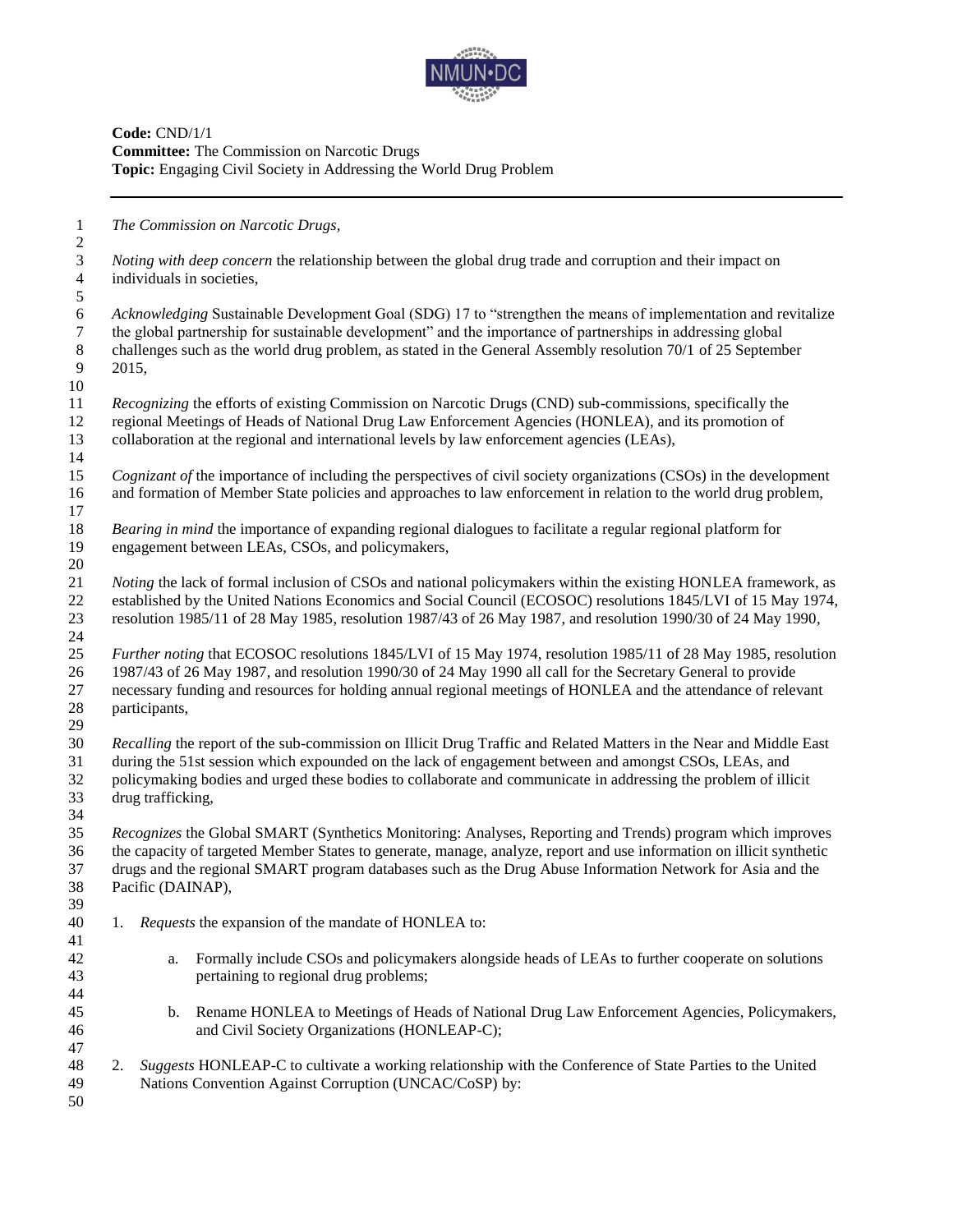**Code:** CND/1/1
**Committee:** The Commission on Narcotic Drugs
**Topic:** Engaging Civil Society in Addressing the World Drug Problem

---

*The Commission on Narcotic Drugs,*

*Noting with deep concern* the relationship between the global drug trade and corruption and their impact on individuals in societies,

*Acknowledging* Sustainable Development Goal (SDG) 17 to "strengthen the means of implementation and revitalize the global partnership for sustainable development" and the importance of partnerships in addressing global challenges such as the world drug problem, as stated in the General Assembly resolution 70/1 of 25 September 2015,

*Recognizing* the efforts of existing Commission on Narcotic Drugs (CND) sub-commissions, specifically the regional Meetings of Heads of National Drug Law Enforcement Agencies (HONLEA), and its promotion of collaboration at the regional and international levels by law enforcement agencies (LEAs),

*Cognizant of* the importance of including the perspectives of civil society organizations (CSOs) in the development and formation of Member State policies and approaches to law enforcement in relation to the world drug problem,

*Bearing in mind* the importance of expanding regional dialogues to facilitate a regular regional platform for engagement between LEAs, CSOs, and policymakers,

*Noting* the lack of formal inclusion of CSOs and national policymakers within the existing HONLEA framework, as established by the United Nations Economics and Social Council (ECOSOC) resolutions 1845/LVI of 15 May 1974, resolution 1985/11 of 28 May 1985, resolution 1987/43 of 26 May 1987, and resolution 1990/30 of 24 May 1990,

*Further noting* that ECOSOC resolutions 1845/LVI of 15 May 1974, resolution 1985/11 of 28 May 1985, resolution 1987/43 of 26 May 1987, and resolution 1990/30 of 24 May 1990 all call for the Secretary General to provide necessary funding and resources for holding annual regional meetings of HONLEA and the attendance of relevant participants,

*Recalling* the report of the sub-commission on Illicit Drug Traffic and Related Matters in the Near and Middle East during the 51st session which expounded on the lack of engagement between and amongst CSOs, LEAs, and policymaking bodies and urged these bodies to collaborate and communicate in addressing the problem of illicit drug trafficking,

*Recognizes* the Global SMART (Synthetics Monitoring: Analyses, Reporting and Trends) program which improves the capacity of targeted Member States to generate, manage, analyze, report and use information on illicit synthetic drugs and the regional SMART program databases such as the Drug Abuse Information Network for Asia and the Pacific (DAINAP),

1. *Requests* the expansion of the mandate of HONLEA to:

    a. Formally include CSOs and policymakers alongside heads of LEAs to further cooperate on solutions pertaining to regional drug problems;

    b. Rename HONLEA to Meetings of Heads of National Drug Law Enforcement Agencies, Policymakers, and Civil Society Organizations (HONLEAP-C);

2. *Suggests* HONLEAP-C to cultivate a working relationship with the Conference of State Parties to the United Nations Convention Against Corruption (UNCAC/CoSP) by: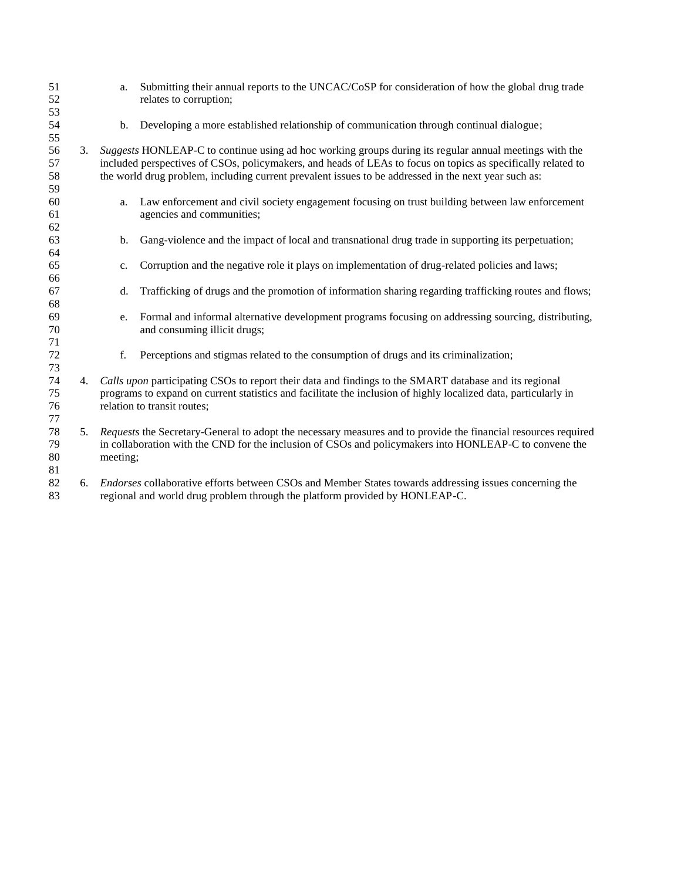a. Submitting their annual reports to the UNCAC/CoSP for consideration of how the global drug trade relates to corruption;

b. Developing a more established relationship of communication through continual dialogue;

3. *Suggests* HONLEAP-C to continue using ad hoc working groups during its regular annual meetings with the included perspectives of CSOs, policymakers, and heads of LEAs to focus on topics as specifically related to the world drug problem, including current prevalent issues to be addressed in the next year such as:

   a. Law enforcement and civil society engagement focusing on trust building between law enforcement agencies and communities;

   b. Gang-violence and the impact of local and transnational drug trade in supporting its perpetuation;

   c. Corruption and the negative role it plays on implementation of drug-related policies and laws;

   d. Trafficking of drugs and the promotion of information sharing regarding trafficking routes and flows;

   e. Formal and informal alternative development programs focusing on addressing sourcing, distributing, and consuming illicit drugs;

   f. Perceptions and stigmas related to the consumption of drugs and its criminalization;

4. *Calls upon* participating CSOs to report their data and findings to the SMART database and its regional programs to expand on current statistics and facilitate the inclusion of highly localized data, particularly in relation to transit routes;

5. *Requests* the Secretary-General to adopt the necessary measures and to provide the financial resources required in collaboration with the CND for the inclusion of CSOs and policymakers into HONLEAP-C to convene the meeting;

6. *Endorses* collaborative efforts between CSOs and Member States towards addressing issues concerning the regional and world drug problem through the platform provided by HONLEAP-C.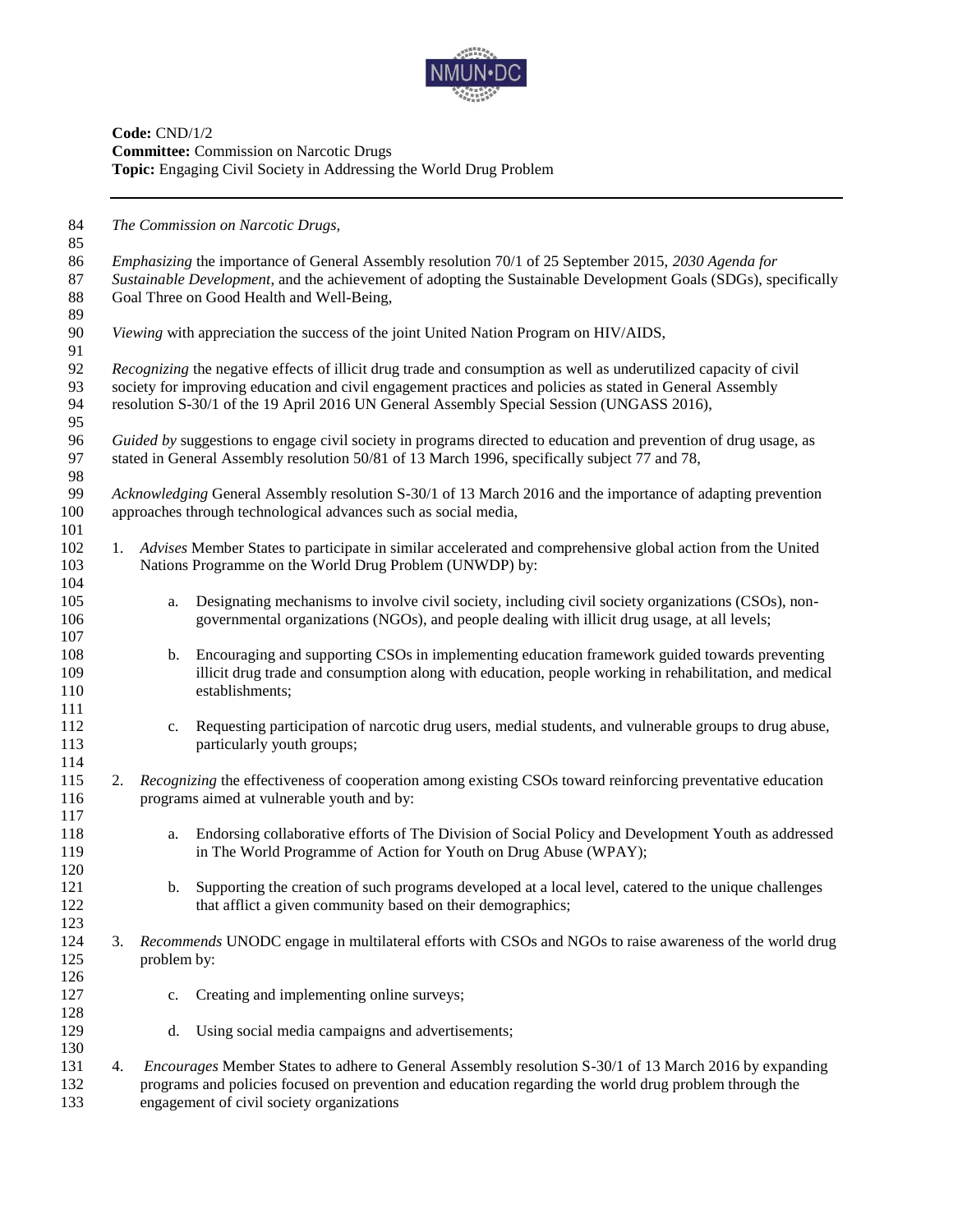**Code:** CND/1/2
**Committee:** Commission on Narcotic Drugs
**Topic:** Engaging Civil Society in Addressing the World Drug Problem

---

*The Commission on Narcotic Drugs,*

*Emphasizing* the importance of General Assembly resolution 70/1 of 25 September 2015, *2030 Agenda for Sustainable Development*, and the achievement of adopting the Sustainable Development Goals (SDGs), specifically Goal Three on Good Health and Well-Being,

*Viewing* with appreciation the success of the joint United Nation Program on HIV/AIDS,

*Recognizing* the negative effects of illicit drug trade and consumption as well as underutilized capacity of civil society for improving education and civil engagement practices and policies as stated in General Assembly resolution S-30/1 of the 19 April 2016 UN General Assembly Special Session (UNGASS 2016),

*Guided by* suggestions to engage civil society in programs directed to education and prevention of drug usage, as stated in General Assembly resolution 50/81 of 13 March 1996, specifically subject 77 and 78,

*Acknowledging* General Assembly resolution S-30/1 of 13 March 2016 and the importance of adapting prevention approaches through technological advances such as social media,

1. *Advises* Member States to participate in similar accelerated and comprehensive global action from the United Nations Programme on the World Drug Problem (UNWDP) by:

    a. Designating mechanisms to involve civil society, including civil society organizations (CSOs), non-governmental organizations (NGOs), and people dealing with illicit drug usage, at all levels;

    b. Encouraging and supporting CSOs in implementing education framework guided towards preventing illicit drug trade and consumption along with education, people working in rehabilitation, and medical establishments;

    c. Requesting participation of narcotic drug users, medial students, and vulnerable groups to drug abuse, particularly youth groups;

2. *Recognizing* the effectiveness of cooperation among existing CSOs toward reinforcing preventative education programs aimed at vulnerable youth and by:

    a. Endorsing collaborative efforts of The Division of Social Policy and Development Youth as addressed in The World Programme of Action for Youth on Drug Abuse (WPAY);

    b. Supporting the creation of such programs developed at a local level, catered to the unique challenges that afflict a given community based on their demographics;

3. *Recommends* UNODC engage in multilateral efforts with CSOs and NGOs to raise awareness of the world drug problem by:

    c. Creating and implementing online surveys;

    d. Using social media campaigns and advertisements;

4. *Encourages* Member States to adhere to General Assembly resolution S-30/1 of 13 March 2016 by expanding programs and policies focused on prevention and education regarding the world drug problem through the engagement of civil society organizations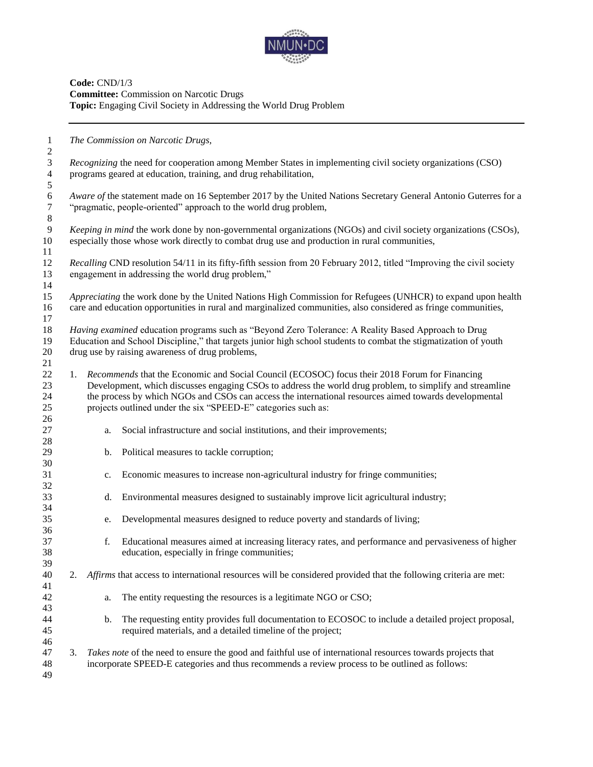**Code:** CND/1/3
**Committee:** Commission on Narcotic Drugs
**Topic:** Engaging Civil Society in Addressing the World Drug Problem

---

*The Commission on Narcotic Drugs,*

*Recognizing* the need for cooperation among Member States in implementing civil society organizations (CSO) programs geared at education, training, and drug rehabilitation,

*Aware of* the statement made on 16 September 2017 by the United Nations Secretary General Antonio Guterres for a "pragmatic, people-oriented" approach to the world drug problem,

*Keeping in mind* the work done by non-governmental organizations (NGOs) and civil society organizations (CSOs), especially those whose work directly to combat drug use and production in rural communities,

*Recalling* CND resolution 54/11 in its fifty-fifth session from 20 February 2012, titled "Improving the civil society engagement in addressing the world drug problem,"

*Appreciating* the work done by the United Nations High Commission for Refugees (UNHCR) to expand upon health care and education opportunities in rural and marginalized communities, also considered as fringe communities,

*Having examined* education programs such as "Beyond Zero Tolerance: A Reality Based Approach to Drug Education and School Discipline," that targets junior high school students to combat the stigmatization of youth drug use by raising awareness of drug problems,

1. *Recommends* that the Economic and Social Council (ECOSOC) focus their 2018 Forum for Financing Development, which discusses engaging CSOs to address the world drug problem, to simplify and streamline the process by which NGOs and CSOs can access the international resources aimed towards developmental projects outlined under the six "SPEED-E" categories such as:

    a. Social infrastructure and social institutions, and their improvements;

    b. Political measures to tackle corruption;

    c. Economic measures to increase non-agricultural industry for fringe communities;

    d. Environmental measures designed to sustainably improve licit agricultural industry;

    e. Developmental measures designed to reduce poverty and standards of living;

    f. Educational measures aimed at increasing literacy rates, and performance and pervasiveness of higher education, especially in fringe communities;

2. *Affirms* that access to international resources will be considered provided that the following criteria are met:

    a. The entity requesting the resources is a legitimate NGO or CSO;

    b. The requesting entity provides full documentation to ECOSOC to include a detailed project proposal, required materials, and a detailed timeline of the project;

3. *Takes note* of the need to ensure the good and faithful use of international resources towards projects that incorporate SPEED-E categories and thus recommends a review process to be outlined as follows: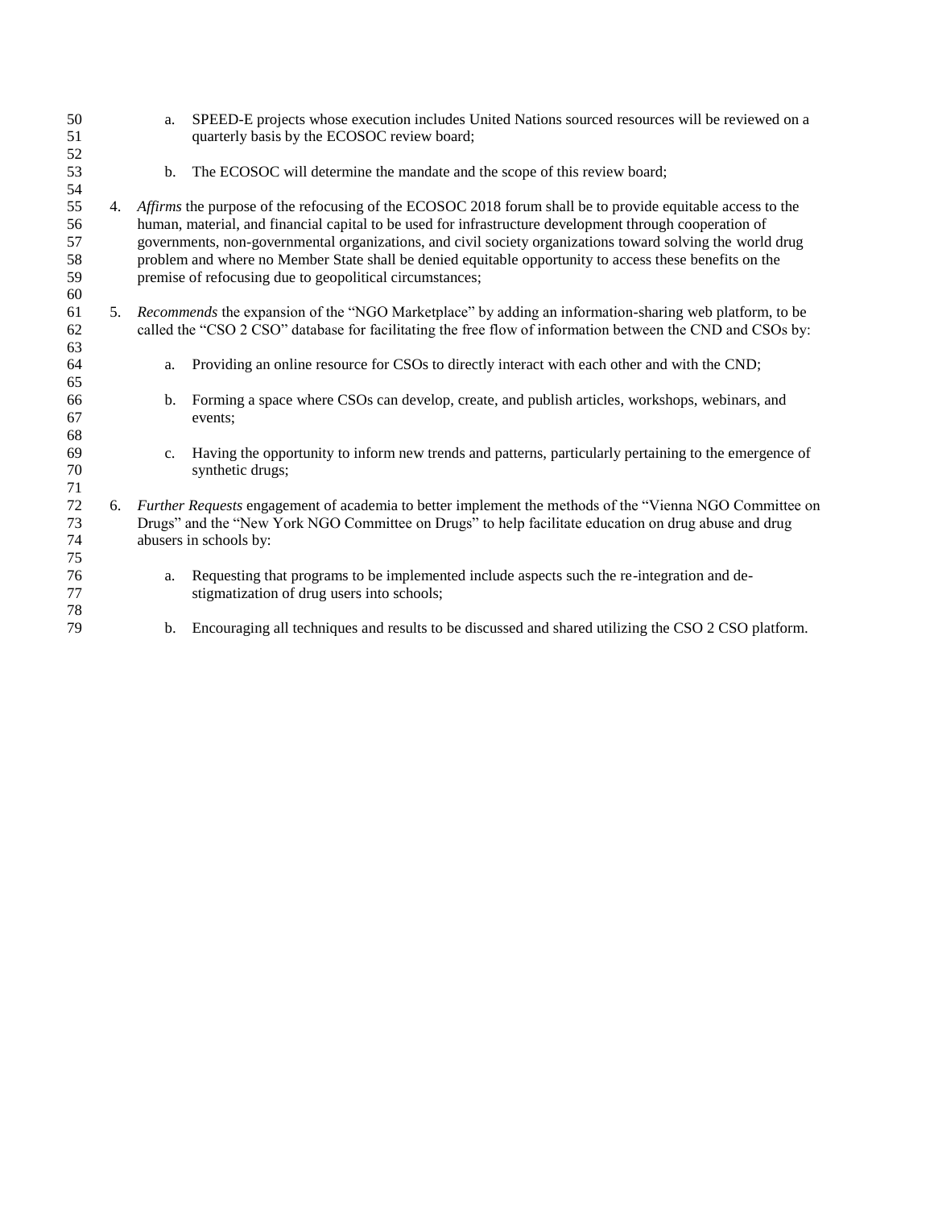a. SPEED-E projects whose execution includes United Nations sourced resources will be reviewed on a quarterly basis by the ECOSOC review board;

b. The ECOSOC will determine the mandate and the scope of this review board;

4. *Affirms* the purpose of the refocusing of the ECOSOC 2018 forum shall be to provide equitable access to the human, material, and financial capital to be used for infrastructure development through cooperation of governments, non-governmental organizations, and civil society organizations toward solving the world drug problem and where no Member State shall be denied equitable opportunity to access these benefits on the premise of refocusing due to geopolitical circumstances;

5. *Recommends* the expansion of the "NGO Marketplace" by adding an information-sharing web platform, to be called the "CSO 2 CSO" database for facilitating the free flow of information between the CND and CSOs by:

    a. Providing an online resource for CSOs to directly interact with each other and with the CND;

    b. Forming a space where CSOs can develop, create, and publish articles, workshops, webinars, and events;

    c. Having the opportunity to inform new trends and patterns, particularly pertaining to the emergence of synthetic drugs;

6. *Further Requests* engagement of academia to better implement the methods of the "Vienna NGO Committee on Drugs" and the "New York NGO Committee on Drugs" to help facilitate education on drug abuse and drug abusers in schools by:

    a. Requesting that programs to be implemented include aspects such the re-integration and de-stigmatization of drug users into schools;

    b. Encouraging all techniques and results to be discussed and shared utilizing the CSO 2 CSO platform.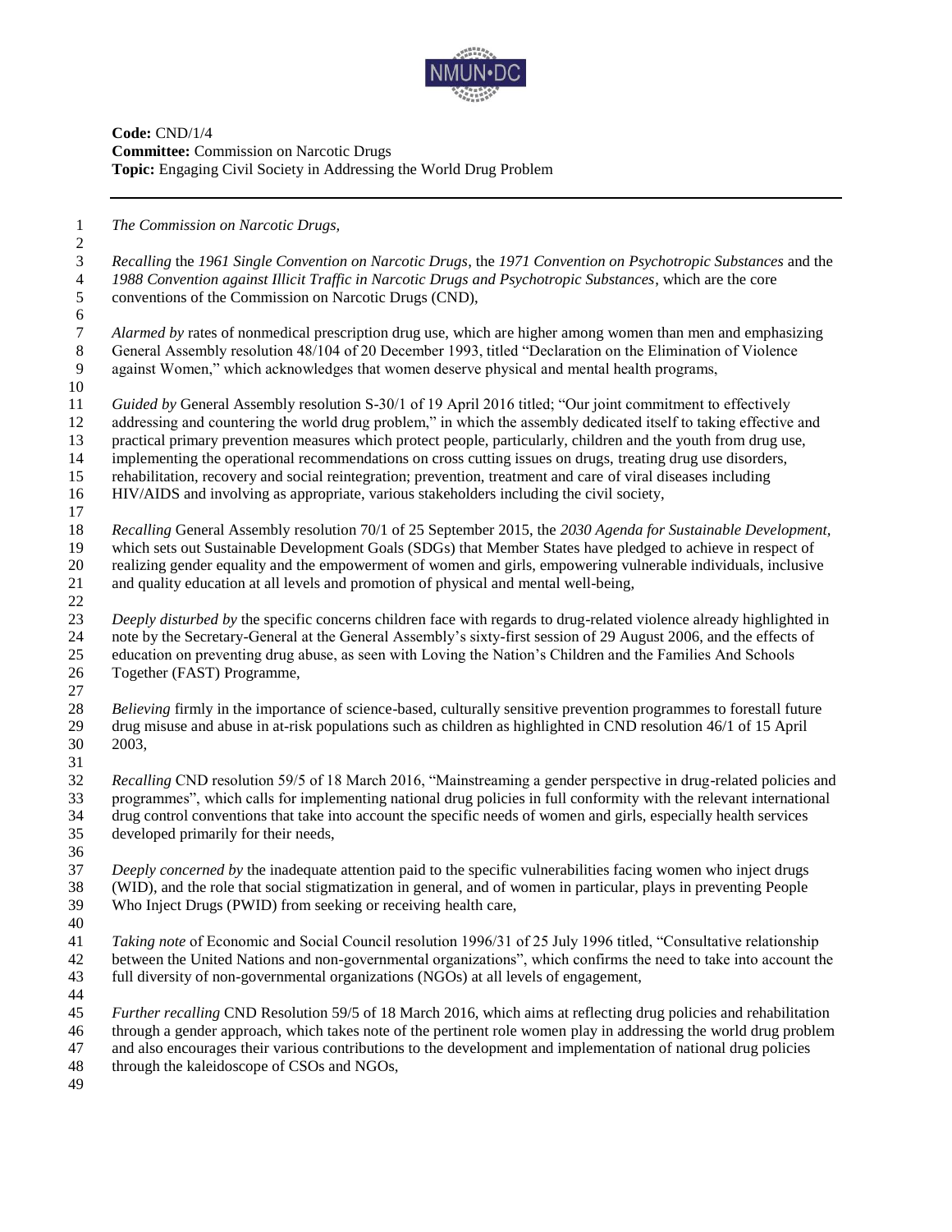**Code:** CND/1/4
**Committee:** Commission on Narcotic Drugs
**Topic:** Engaging Civil Society in Addressing the World Drug Problem

---

*The Commission on Narcotic Drugs,*

*Recalling* the *1961 Single Convention on Narcotic Drugs*, the *1971 Convention on Psychotropic Substances* and the *1988 Convention against Illicit Traffic in Narcotic Drugs and Psychotropic Substances*, which are the core conventions of the Commission on Narcotic Drugs (CND),

*Alarmed by* rates of nonmedical prescription drug use, which are higher among women than men and emphasizing General Assembly resolution 48/104 of 20 December 1993, titled "Declaration on the Elimination of Violence against Women," which acknowledges that women deserve physical and mental health programs,

*Guided by* General Assembly resolution S-30/1 of 19 April 2016 titled; "Our joint commitment to effectively addressing and countering the world drug problem," in which the assembly dedicated itself to taking effective and practical primary prevention measures which protect people, particularly, children and the youth from drug use, implementing the operational recommendations on cross cutting issues on drugs, treating drug use disorders, rehabilitation, recovery and social reintegration; prevention, treatment and care of viral diseases including HIV/AIDS and involving as appropriate, various stakeholders including the civil society,

*Recalling* General Assembly resolution 70/1 of 25 September 2015, the *2030 Agenda for Sustainable Development*, which sets out Sustainable Development Goals (SDGs) that Member States have pledged to achieve in respect of realizing gender equality and the empowerment of women and girls, empowering vulnerable individuals, inclusive and quality education at all levels and promotion of physical and mental well-being,

*Deeply disturbed by* the specific concerns children face with regards to drug-related violence already highlighted in note by the Secretary-General at the General Assembly's sixty-first session of 29 August 2006, and the effects of education on preventing drug abuse, as seen with Loving the Nation's Children and the Families And Schools Together (FAST) Programme,

*Believing* firmly in the importance of science-based, culturally sensitive prevention programmes to forestall future drug misuse and abuse in at-risk populations such as children as highlighted in CND resolution 46/1 of 15 April 2003,

*Recalling* CND resolution 59/5 of 18 March 2016, "Mainstreaming a gender perspective in drug-related policies and programmes", which calls for implementing national drug policies in full conformity with the relevant international drug control conventions that take into account the specific needs of women and girls, especially health services developed primarily for their needs,

*Deeply concerned by* the inadequate attention paid to the specific vulnerabilities facing women who inject drugs (WID), and the role that social stigmatization in general, and of women in particular, plays in preventing People Who Inject Drugs (PWID) from seeking or receiving health care,

*Taking note* of Economic and Social Council resolution 1996/31 of 25 July 1996 titled, "Consultative relationship between the United Nations and non-governmental organizations", which confirms the need to take into account the full diversity of non-governmental organizations (NGOs) at all levels of engagement,

*Further recalling* CND Resolution 59/5 of 18 March 2016, which aims at reflecting drug policies and rehabilitation through a gender approach, which takes note of the pertinent role women play in addressing the world drug problem and also encourages their various contributions to the development and implementation of national drug policies through the kaleidoscope of CSOs and NGOs,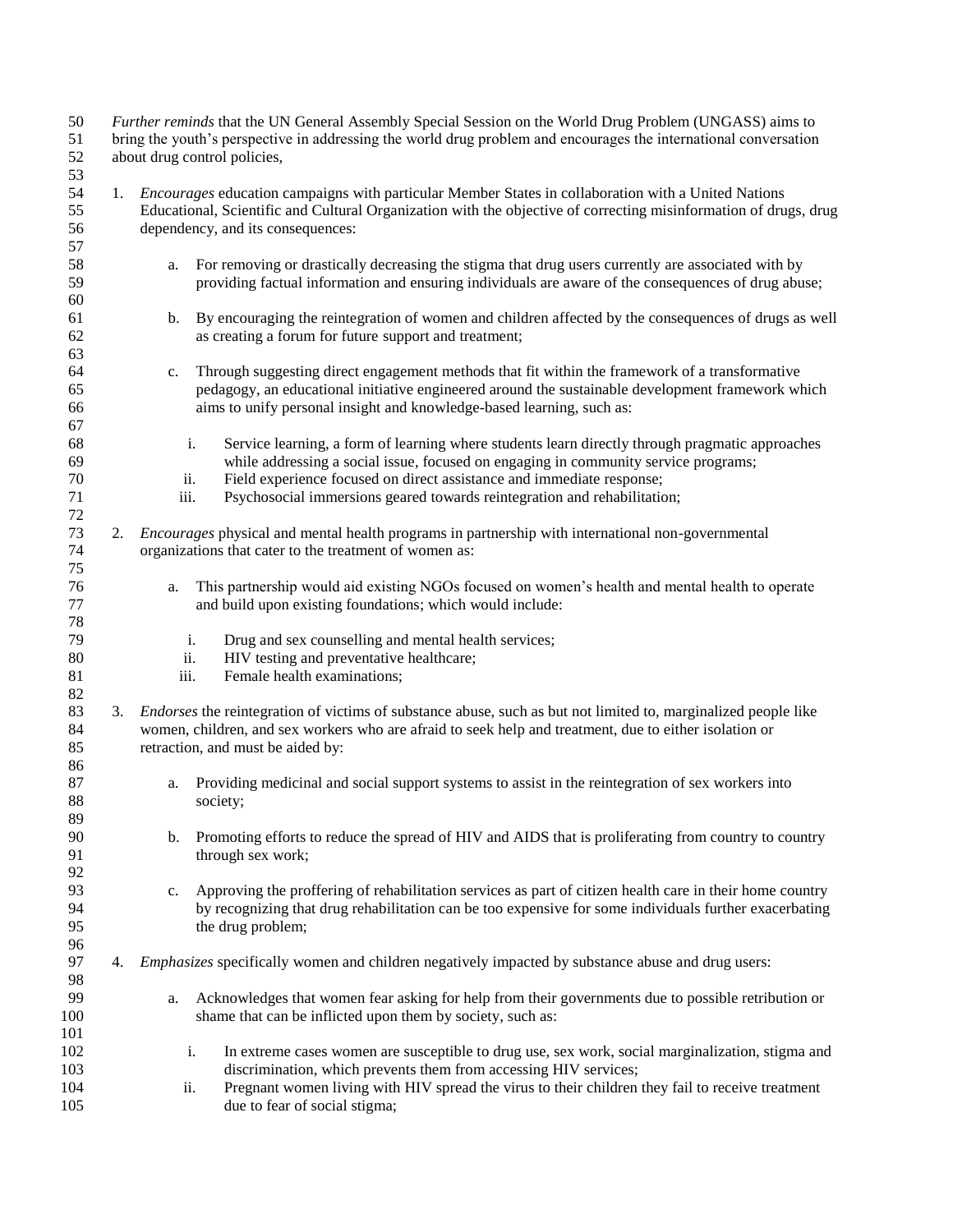*Further reminds* that the UN General Assembly Special Session on the World Drug Problem (UNGASS) aims to bring the youth's perspective in addressing the world drug problem and encourages the international conversation about drug control policies,

1. *Encourages* education campaigns with particular Member States in collaboration with a United Nations Educational, Scientific and Cultural Organization with the objective of correcting misinformation of drugs, drug dependency, and its consequences:

    a. For removing or drastically decreasing the stigma that drug users currently are associated with by providing factual information and ensuring individuals are aware of the consequences of drug abuse;

    b. By encouraging the reintegration of women and children affected by the consequences of drugs as well as creating a forum for future support and treatment;

    c. Through suggesting direct engagement methods that fit within the framework of a transformative pedagogy, an educational initiative engineered around the sustainable development framework which aims to unify personal insight and knowledge-based learning, such as:

        i. Service learning, a form of learning where students learn directly through pragmatic approaches while addressing a social issue, focused on engaging in community service programs;
        ii. Field experience focused on direct assistance and immediate response;
        iii. Psychosocial immersions geared towards reintegration and rehabilitation;

2. *Encourages* physical and mental health programs in partnership with international non-governmental organizations that cater to the treatment of women as:

    a. This partnership would aid existing NGOs focused on women's health and mental health to operate and build upon existing foundations; which would include:

        i. Drug and sex counselling and mental health services;
        ii. HIV testing and preventative healthcare;
        iii. Female health examinations;

3. *Endorses* the reintegration of victims of substance abuse, such as but not limited to, marginalized people like women, children, and sex workers who are afraid to seek help and treatment, due to either isolation or retraction, and must be aided by:

    a. Providing medicinal and social support systems to assist in the reintegration of sex workers into society;

    b. Promoting efforts to reduce the spread of HIV and AIDS that is proliferating from country to country through sex work;

    c. Approving the proffering of rehabilitation services as part of citizen health care in their home country by recognizing that drug rehabilitation can be too expensive for some individuals further exacerbating the drug problem;

4. *Emphasizes* specifically women and children negatively impacted by substance abuse and drug users:

    a. Acknowledges that women fear asking for help from their governments due to possible retribution or shame that can be inflicted upon them by society, such as:

        i. In extreme cases women are susceptible to drug use, sex work, social marginalization, stigma and discrimination, which prevents them from accessing HIV services;
        ii. Pregnant women living with HIV spread the virus to their children they fail to receive treatment due to fear of social stigma;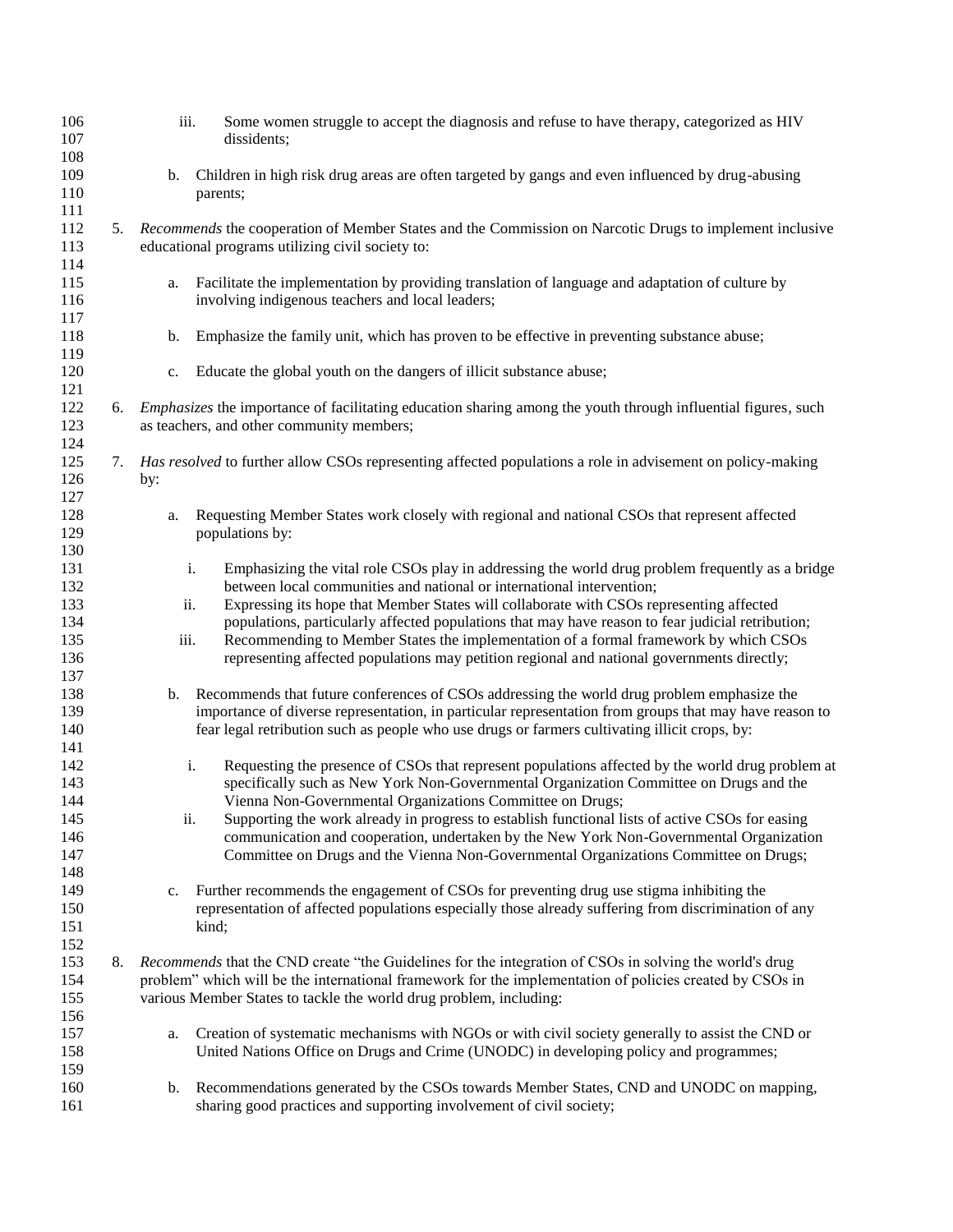iii. Some women struggle to accept the diagnosis and refuse to have therapy, categorized as HIV dissidents;

b. Children in high risk drug areas are often targeted by gangs and even influenced by drug-abusing parents;

5. *Recommends* the cooperation of Member States and the Commission on Narcotic Drugs to implement inclusive educational programs utilizing civil society to:

   a. Facilitate the implementation by providing translation of language and adaptation of culture by involving indigenous teachers and local leaders;

   b. Emphasize the family unit, which has proven to be effective in preventing substance abuse;

   c. Educate the global youth on the dangers of illicit substance abuse;

6. *Emphasizes* the importance of facilitating education sharing among the youth through influential figures, such as teachers, and other community members;

7. *Has resolved* to further allow CSOs representing affected populations a role in advisement on policy-making by:

   a. Requesting Member States work closely with regional and national CSOs that represent affected populations by:

      i. Emphasizing the vital role CSOs play in addressing the world drug problem frequently as a bridge between local communities and national or international intervention;
      ii. Expressing its hope that Member States will collaborate with CSOs representing affected populations, particularly affected populations that may have reason to fear judicial retribution;
      iii. Recommending to Member States the implementation of a formal framework by which CSOs representing affected populations may petition regional and national governments directly;

   b. Recommends that future conferences of CSOs addressing the world drug problem emphasize the importance of diverse representation, in particular representation from groups that may have reason to fear legal retribution such as people who use drugs or farmers cultivating illicit crops, by:

      i. Requesting the presence of CSOs that represent populations affected by the world drug problem at specifically such as New York Non-Governmental Organization Committee on Drugs and the Vienna Non-Governmental Organizations Committee on Drugs;
      ii. Supporting the work already in progress to establish functional lists of active CSOs for easing communication and cooperation, undertaken by the New York Non-Governmental Organization Committee on Drugs and the Vienna Non-Governmental Organizations Committee on Drugs;

   c. Further recommends the engagement of CSOs for preventing drug use stigma inhibiting the representation of affected populations especially those already suffering from discrimination of any kind;

8. *Recommends* that the CND create "the Guidelines for the integration of CSOs in solving the world's drug problem" which will be the international framework for the implementation of policies created by CSOs in various Member States to tackle the world drug problem, including:

   a. Creation of systematic mechanisms with NGOs or with civil society generally to assist the CND or United Nations Office on Drugs and Crime (UNODC) in developing policy and programmes;

   b. Recommendations generated by the CSOs towards Member States, CND and UNODC on mapping, sharing good practices and supporting involvement of civil society;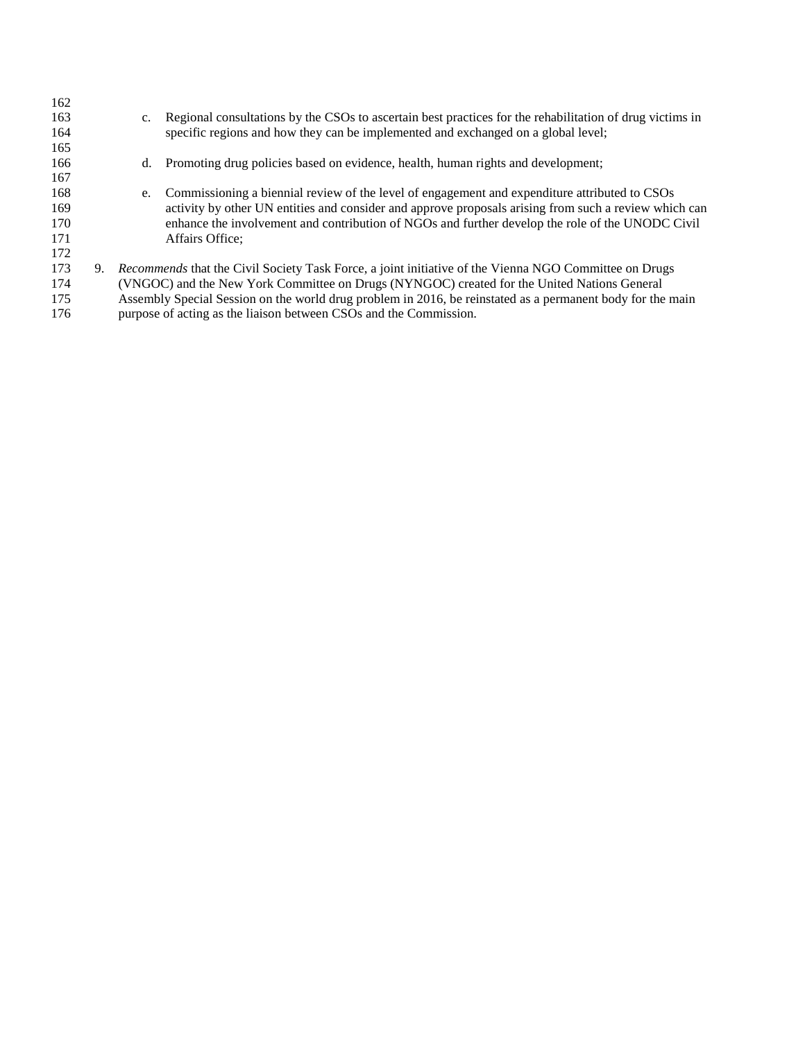c. Regional consultations by the CSOs to ascertain best practices for the rehabilitation of drug victims in specific regions and how they can be implemented and exchanged on a global level;

d. Promoting drug policies based on evidence, health, human rights and development;

e. Commissioning a biennial review of the level of engagement and expenditure attributed to CSOs activity by other UN entities and consider and approve proposals arising from such a review which can enhance the involvement and contribution of NGOs and further develop the role of the UNODC Civil Affairs Office;

9. *Recommends* that the Civil Society Task Force, a joint initiative of the Vienna NGO Committee on Drugs (VNGOC) and the New York Committee on Drugs (NYNGOC) created for the United Nations General Assembly Special Session on the world drug problem in 2016, be reinstated as a permanent body for the main purpose of acting as the liaison between CSOs and the Commission.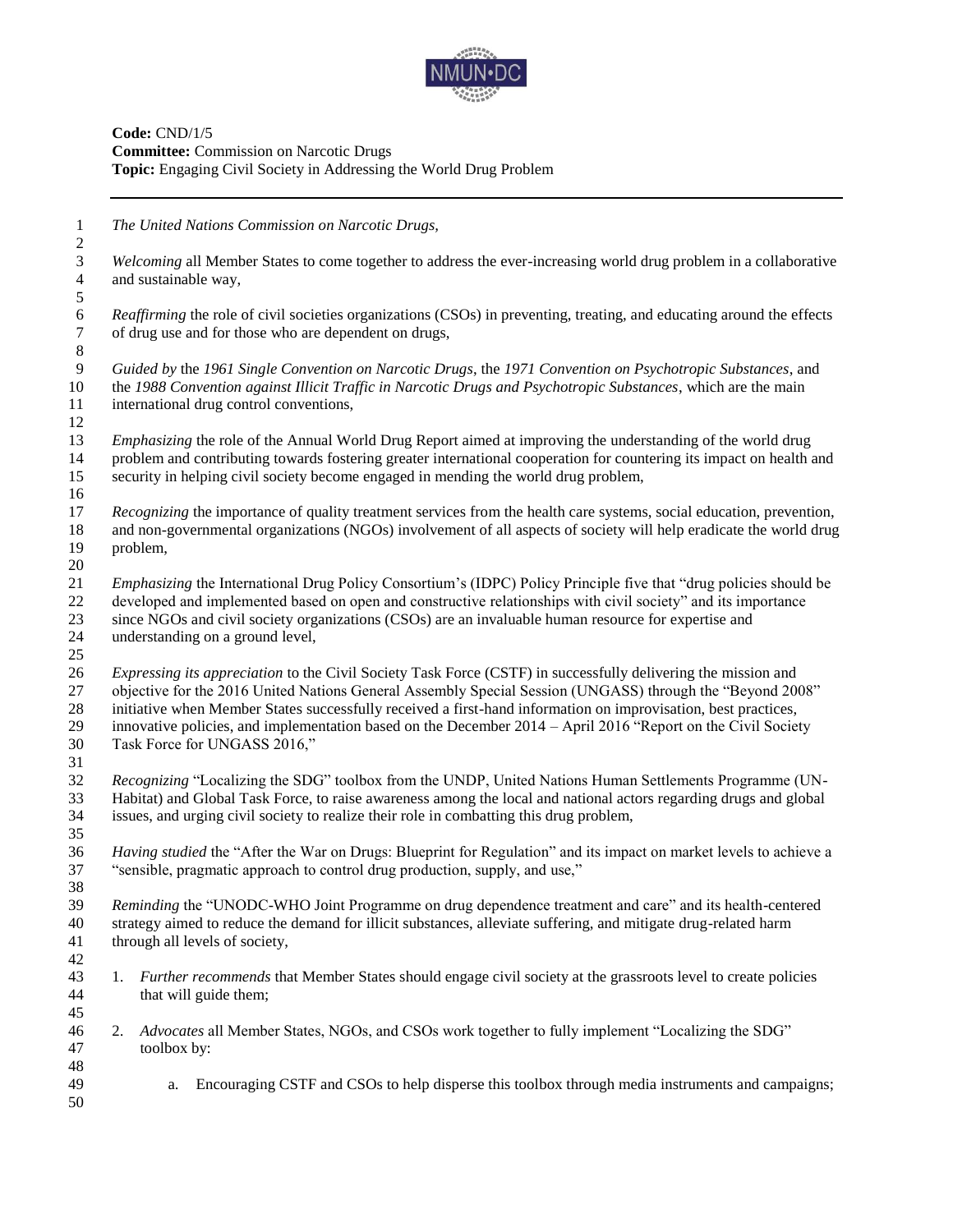**Code:** CND/1/5
**Committee:** Commission on Narcotic Drugs
**Topic:** Engaging Civil Society in Addressing the World Drug Problem

---

*The United Nations Commission on Narcotic Drugs,*

*Welcoming* all Member States to come together to address the ever-increasing world drug problem in a collaborative and sustainable way,

*Reaffirming* the role of civil societies organizations (CSOs) in preventing, treating, and educating around the effects of drug use and for those who are dependent on drugs,

*Guided by* the *1961 Single Convention on Narcotic Drugs*, the *1971 Convention on Psychotropic Substances*, and the *1988 Convention against Illicit Traffic in Narcotic Drugs and Psychotropic Substances*, which are the main international drug control conventions,

*Emphasizing* the role of the Annual World Drug Report aimed at improving the understanding of the world drug problem and contributing towards fostering greater international cooperation for countering its impact on health and security in helping civil society become engaged in mending the world drug problem,

*Recognizing* the importance of quality treatment services from the health care systems, social education, prevention, and non-governmental organizations (NGOs) involvement of all aspects of society will help eradicate the world drug problem,

*Emphasizing* the International Drug Policy Consortium's (IDPC) Policy Principle five that "drug policies should be developed and implemented based on open and constructive relationships with civil society" and its importance since NGOs and civil society organizations (CSOs) are an invaluable human resource for expertise and understanding on a ground level,

*Expressing its appreciation* to the Civil Society Task Force (CSTF) in successfully delivering the mission and objective for the 2016 United Nations General Assembly Special Session (UNGASS) through the "Beyond 2008" initiative when Member States successfully received a first-hand information on improvisation, best practices, innovative policies, and implementation based on the December 2014 – April 2016 "Report on the Civil Society Task Force for UNGASS 2016,"

*Recognizing* "Localizing the SDG" toolbox from the UNDP, United Nations Human Settlements Programme (UN-Habitat) and Global Task Force, to raise awareness among the local and national actors regarding drugs and global issues, and urging civil society to realize their role in combatting this drug problem,

*Having studied* the "After the War on Drugs: Blueprint for Regulation" and its impact on market levels to achieve a "sensible, pragmatic approach to control drug production, supply, and use,"

*Reminding* the "UNODC-WHO Joint Programme on drug dependence treatment and care" and its health-centered strategy aimed to reduce the demand for illicit substances, alleviate suffering, and mitigate drug-related harm through all levels of society,

1. *Further recommends* that Member States should engage civil society at the grassroots level to create policies that will guide them;

2. *Advocates* all Member States, NGOs, and CSOs work together to fully implement "Localizing the SDG" toolbox by:

    a. Encouraging CSTF and CSOs to help disperse this toolbox through media instruments and campaigns;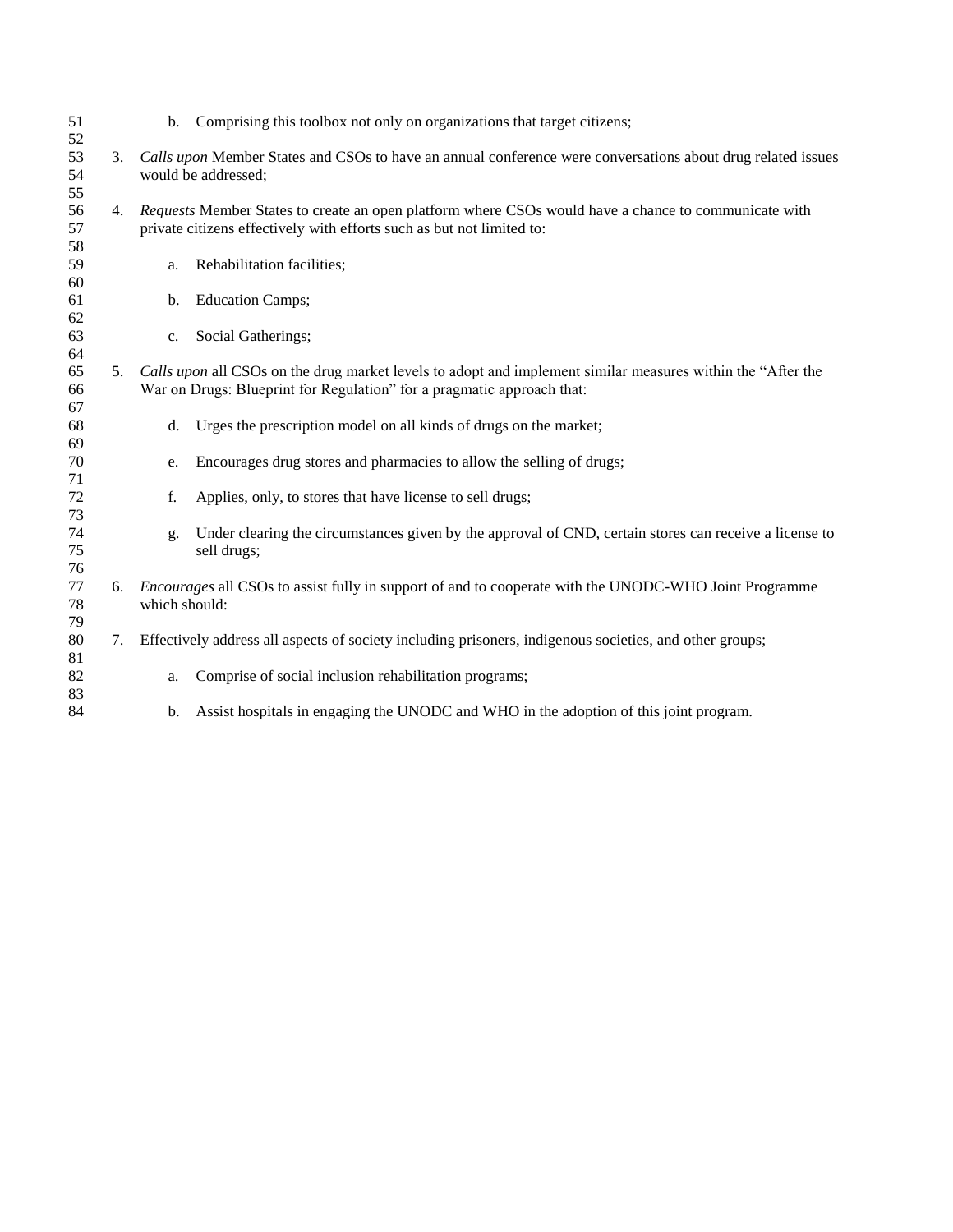b. Comprising this toolbox not only on organizations that target citizens;

3. *Calls upon* Member States and CSOs to have an annual conference were conversations about drug related issues would be addressed;

4. *Requests* Member States to create an open platform where CSOs would have a chance to communicate with private citizens effectively with efforts such as but not limited to:

   a. Rehabilitation facilities;

   b. Education Camps;

   c. Social Gatherings;

5. *Calls upon* all CSOs on the drug market levels to adopt and implement similar measures within the "After the War on Drugs: Blueprint for Regulation" for a pragmatic approach that:

   d. Urges the prescription model on all kinds of drugs on the market;

   e. Encourages drug stores and pharmacies to allow the selling of drugs;

   f. Applies, only, to stores that have license to sell drugs;

   g. Under clearing the circumstances given by the approval of CND, certain stores can receive a license to sell drugs;

6. *Encourages* all CSOs to assist fully in support of and to cooperate with the UNODC-WHO Joint Programme which should:

7. Effectively address all aspects of society including prisoners, indigenous societies, and other groups;

   a. Comprise of social inclusion rehabilitation programs;

   b. Assist hospitals in engaging the UNODC and WHO in the adoption of this joint program.